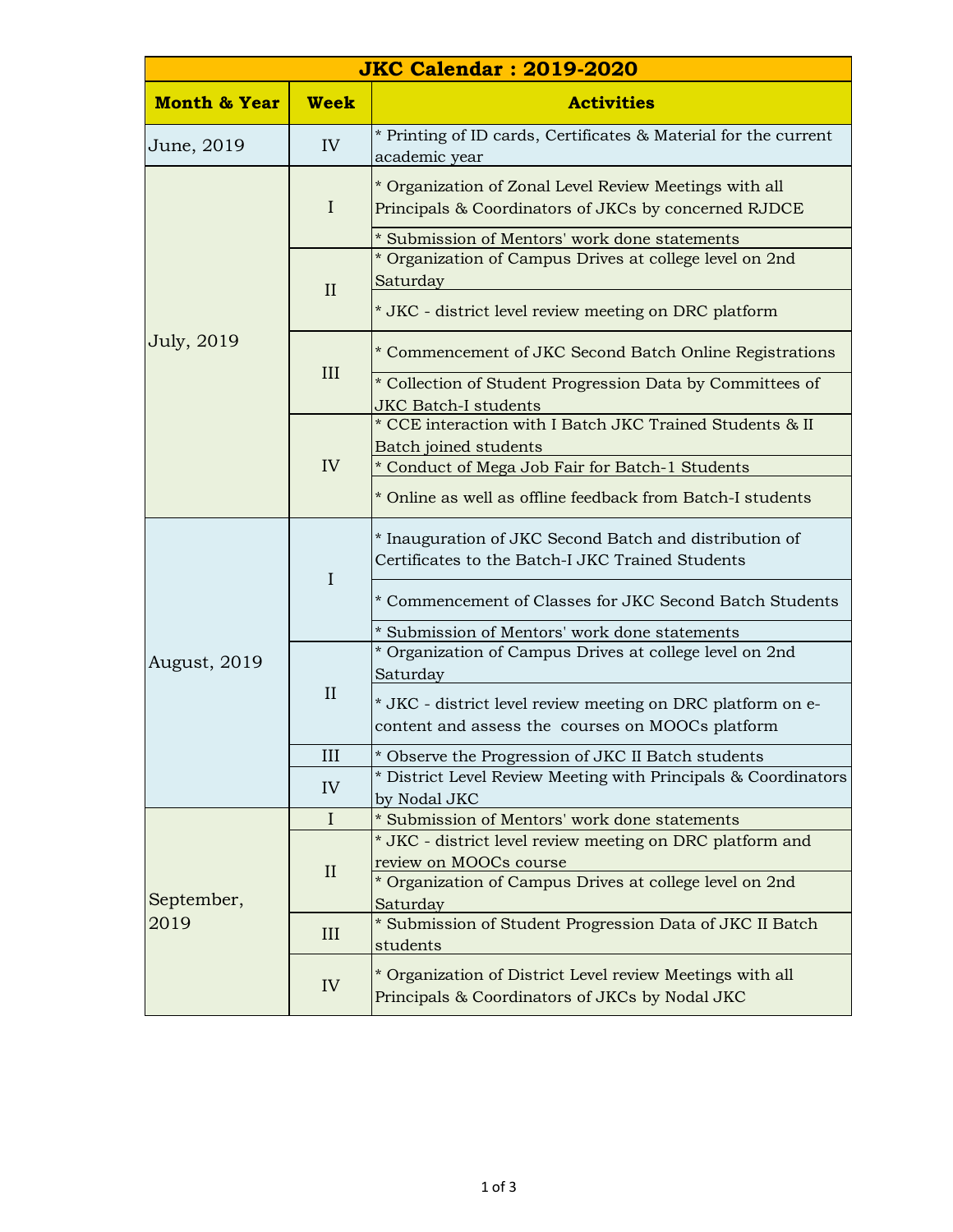# JKC Calendar : 2019-2020

| Month & Year | Week | Activities |
|---|---|---|
| June, 2019 | IV | * Printing of ID cards, Certificates & Material for the current academic year |
| July, 2019 | I | * Organization of Zonal Level Review Meetings with all Principals & Coordinators of JKCs by concerned RJDCE |
| | | * Submission of Mentors' work done statements |
| | II | * Organization of Campus Drives at college level on 2nd Saturday |
| | | * JKC - district level review meeting on DRC platform |
| | III | * Commencement of JKC Second Batch Online Registrations |
| | | * Collection of Student Progression Data by Committees of JKC Batch-I students |
| | IV | * CCE interaction with I Batch JKC Trained Students & II Batch joined students |
| | | * Conduct of Mega Job Fair for Batch-1 Students |
| | | * Online as well as offline feedback from Batch-I students |
| August, 2019 | I | * Inauguration of JKC Second Batch and distribution of Certificates to the Batch-I JKC Trained Students |
| | | * Commencement of Classes for JKC Second Batch Students |
| | | * Submission of Mentors' work done statements |
| | II | * Organization of Campus Drives at college level on 2nd Saturday |
| | | * JKC - district level review meeting on DRC platform on e-content and assess the courses on MOOCs platform |
| | III | * Observe the Progression of JKC II Batch students |
| | IV | * District Level Review Meeting with Principals & Coordinators by Nodal JKC |
| September, 2019 | I | * Submission of Mentors' work done statements |
| | II | * JKC - district level review meeting on DRC platform and review on MOOCs course |
| | | * Organization of Campus Drives at college level on 2nd Saturday |
| | III | * Submission of Student Progression Data of JKC II Batch students |
| | IV | * Organization of District Level review Meetings with all Principals & Coordinators of JKCs by Nodal JKC |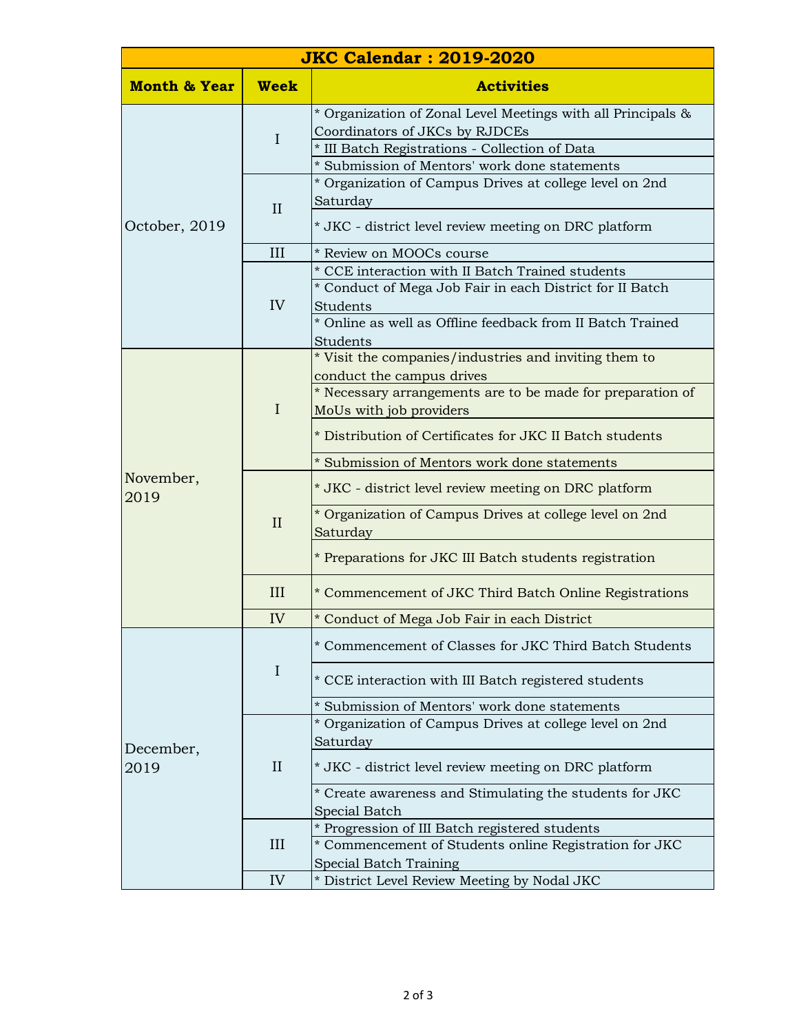| JKC Calendar : 2019-2020 | | |
|---|---|---|
| **Month & Year** | **Week** | **Activities** |
| October, 2019 | I | * Organization of Zonal Level Meetings with all Principals & Coordinators of JKCs by RJDCEs |
| | | * III Batch Registrations - Collection of Data |
| | | * Submission of Mentors' work done statements |
| | II | * Organization of Campus Drives at college level on 2nd Saturday |
| | | * JKC - district level review meeting on DRC platform |
| | III | * Review on MOOCs course |
| | IV | * CCE interaction with II Batch Trained students |
| | | * Conduct of Mega Job Fair in each District for II Batch Students |
| | | * Online as well as Offline feedback from II Batch Trained Students |
| November, 2019 | I | * Visit the companies/industries and inviting them to conduct the campus drives |
| | | * Necessary arrangements are to be made for preparation of MoUs with job providers |
| | | * Distribution of Certificates for JKC II Batch students |
| | | * Submission of Mentors work done statements |
| | II | * JKC - district level review meeting on DRC platform |
| | | * Organization of Campus Drives at college level on 2nd Saturday |
| | | * Preparations for JKC III Batch students registration |
| | III | * Commencement of JKC Third Batch Online Registrations |
| | IV | * Conduct of Mega Job Fair in each District |
| December, 2019 | I | * Commencement of Classes for JKC Third Batch Students |
| | | * CCE interaction with III Batch registered students |
| | | * Submission of Mentors' work done statements |
| | II | * Organization of Campus Drives at college level on 2nd Saturday |
| | | * JKC - district level review meeting on DRC platform |
| | | * Create awareness and Stimulating the students for JKC Special Batch |
| | III | * Progression of III Batch registered students |
| | | * Commencement of Students online Registration for JKC Special Batch Training |
| | IV | * District Level Review Meeting by Nodal JKC |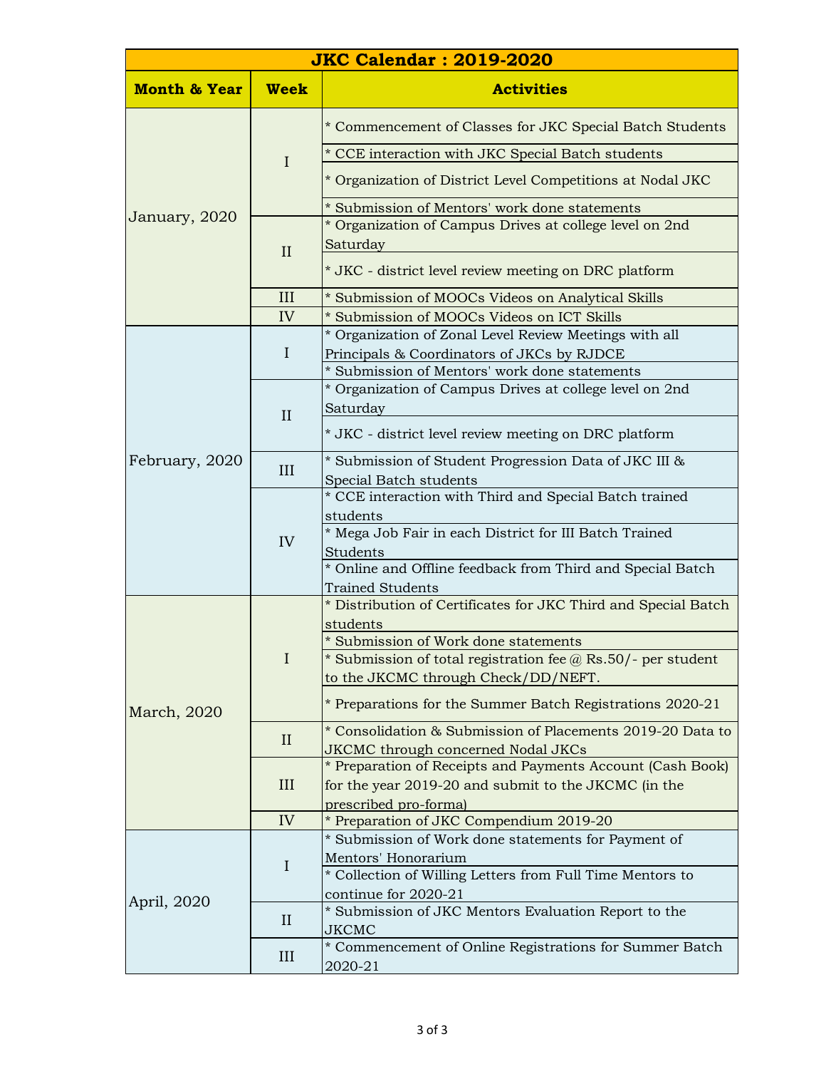| JKC Calendar : 2019-2020 | | |
|---|---|---|
| **Month & Year** | **Week** | **Activities** |
| January, 2020 | I | * Commencement of Classes for JKC Special Batch Students |
| | | * CCE interaction with JKC Special Batch students |
| | | * Organization of District Level Competitions at Nodal JKC |
| | | * Submission of Mentors' work done statements |
| | II | * Organization of Campus Drives at college level on 2nd Saturday |
| | | * JKC - district level review meeting on DRC platform |
| | III | * Submission of MOOCs Videos on Analytical Skills |
| | IV | * Submission of MOOCs Videos on ICT Skills |
| February, 2020 | I | * Organization of Zonal Level Review Meetings with all Principals & Coordinators of JKCs by RJDCE |
| | | * Submission of Mentors' work done statements |
| | II | * Organization of Campus Drives at college level on 2nd Saturday |
| | | * JKC - district level review meeting on DRC platform |
| | III | * Submission of Student Progression Data of JKC III & Special Batch students |
| | IV | * CCE interaction with Third and Special Batch trained students |
| | | * Mega Job Fair in each District for III Batch Trained Students |
| | | * Online and Offline feedback from Third and Special Batch Trained Students |
| March, 2020 | I | * Distribution of Certificates for JKC Third and Special Batch students |
| | | * Submission of Work done statements |
| | | * Submission of total registration fee @ Rs.50/- per student to the JKCMC through Check/DD/NEFT. |
| | | * Preparations for the Summer Batch Registrations 2020-21 |
| | II | * Consolidation & Submission of Placements 2019-20 Data to JKCMC through concerned Nodal JKCs |
| | III | * Preparation of Receipts and Payments Account (Cash Book) for the year 2019-20 and submit to the JKCMC (in the prescribed pro-forma) |
| | IV | * Preparation of JKC Compendium 2019-20 |
| April, 2020 | I | * Submission of Work done statements for Payment of Mentors' Honorarium |
| | | * Collection of Willing Letters from Full Time Mentors to continue for 2020-21 |
| | II | * Submission of JKC Mentors Evaluation Report to the JKCMC |
| | III | * Commencement of Online Registrations for Summer Batch 2020-21 |